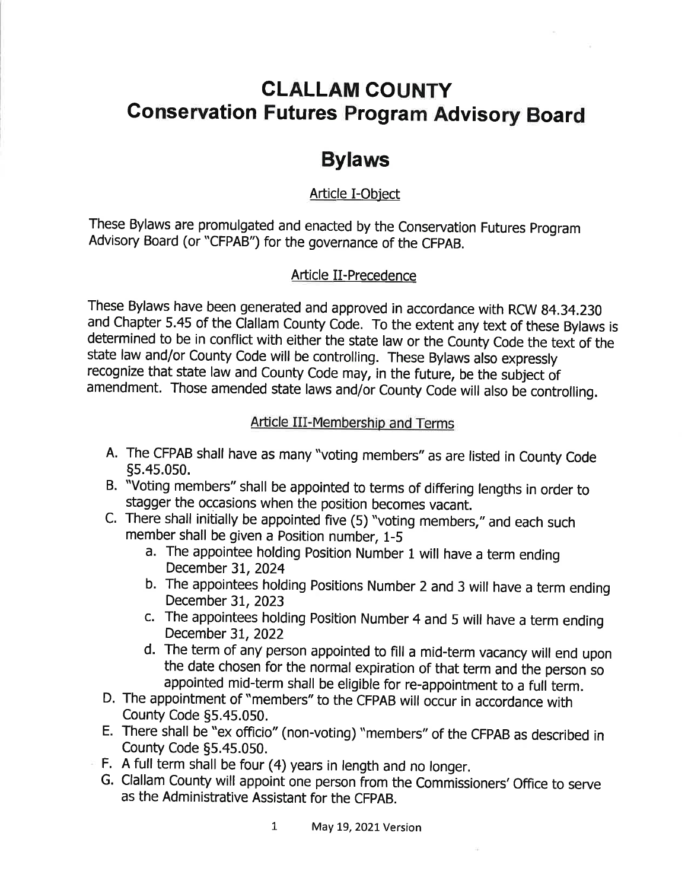# CLALLAM COUNTY
# Conservation Futures Program Advisory Board

## Bylaws

### Article I-Object

These Bylaws are promulgated and enacted by the Conservation Futures Program Advisory Board (or "CFPAB") for the governance of the CFPAB.

### Article II-Precedence

These Bylaws have been generated and approved in accordance with RCW 84.34.230 and Chapter 5.45 of the Clallam County Code. To the extent any text of these Bylaws is determined to be in conflict with either the state law or the County Code the text of the state law and/or County Code will be controlling. These Bylaws also expressly recognize that state law and County Code may, in the future, be the subject of amendment. Those amended state laws and/or County Code will also be controlling.

### Article III-Membership and Terms

A. The CFPAB shall have as many "voting members" as are listed in County Code §5.45.050.
B. "Voting members" shall be appointed to terms of differing lengths in order to stagger the occasions when the position becomes vacant.
C. There shall initially be appointed five (5) "voting members," and each such member shall be given a Position number, 1-5
   a. The appointee holding Position Number 1 will have a term ending December 31, 2024
   b. The appointees holding Positions Number 2 and 3 will have a term ending December 31, 2023
   c. The appointees holding Position Number 4 and 5 will have a term ending December 31, 2022
   d. The term of any person appointed to fill a mid-term vacancy will end upon the date chosen for the normal expiration of that term and the person so appointed mid-term shall be eligible for re-appointment to a full term.
D. The appointment of "members" to the CFPAB will occur in accordance with County Code §5.45.050.
E. There shall be "ex officio" (non-voting) "members" of the CFPAB as described in County Code §5.45.050.
F. A full term shall be four (4) years in length and no longer.
G. Clallam County will appoint one person from the Commissioners' Office to serve as the Administrative Assistant for the CFPAB.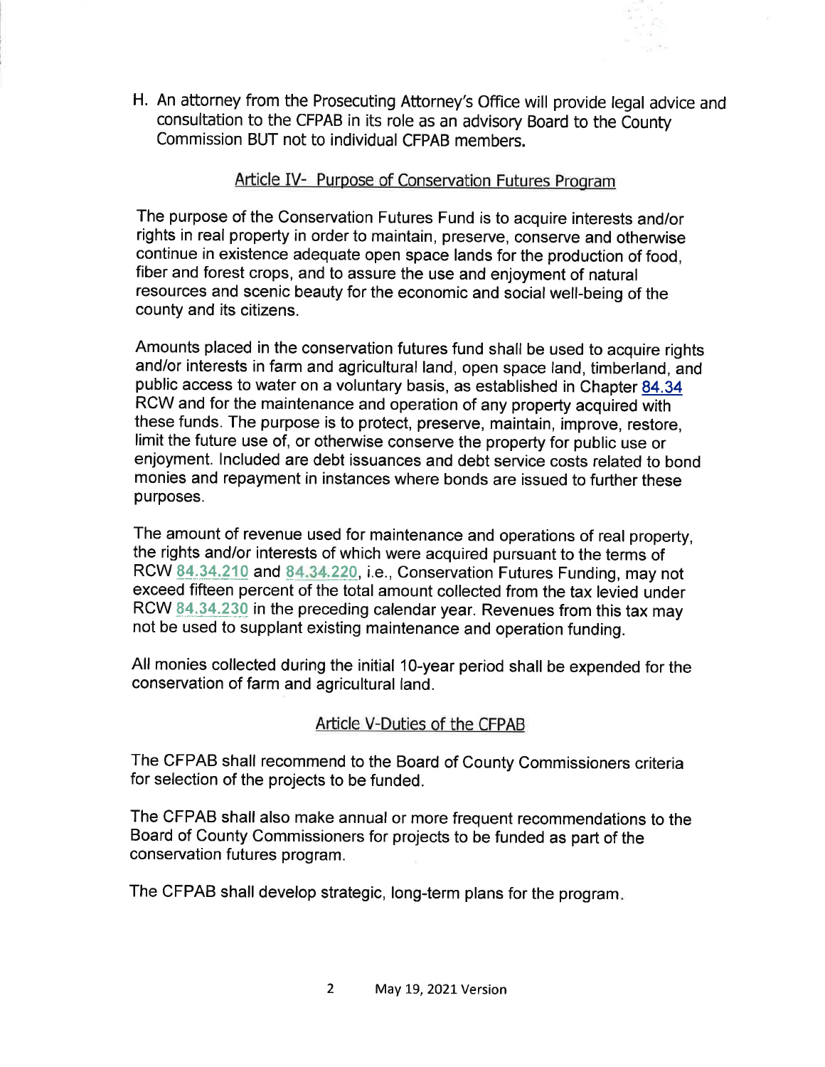H. An attorney from the Prosecuting Attorney's Office will provide legal advice and consultation to the CFPAB in its role as an advisory Board to the County Commission BUT not to individual CFPAB members.

## Article IV- Purpose of Conservation Futures Program

The purpose of the Conservation Futures Fund is to acquire interests and/or rights in real property in order to maintain, preserve, conserve and otherwise continue in existence adequate open space lands for the production of food, fiber and forest crops, and to assure the use and enjoyment of natural resources and scenic beauty for the economic and social well-being of the county and its citizens.

Amounts placed in the conservation futures fund shall be used to acquire rights and/or interests in farm and agricultural land, open space land, timberland, and public access to water on a voluntary basis, as established in Chapter 84.34 RCW and for the maintenance and operation of any property acquired with these funds. The purpose is to protect, preserve, maintain, improve, restore, limit the future use of, or otherwise conserve the property for public use or enjoyment. Included are debt issuances and debt service costs related to bond monies and repayment in instances where bonds are issued to further these purposes.

The amount of revenue used for maintenance and operations of real property, the rights and/or interests of which were acquired pursuant to the terms of RCW 84.34.210 and 84.34.220, i.e., Conservation Futures Funding, may not exceed fifteen percent of the total amount collected from the tax levied under RCW 84.34.230 in the preceding calendar year. Revenues from this tax may not be used to supplant existing maintenance and operation funding.

All monies collected during the initial 10-year period shall be expended for the conservation of farm and agricultural land.

## Article V-Duties of the CFPAB

The CFPAB shall recommend to the Board of County Commissioners criteria for selection of the projects to be funded.

The CFPAB shall also make annual or more frequent recommendations to the Board of County Commissioners for projects to be funded as part of the conservation futures program.

The CFPAB shall develop strategic, long-term plans for the program.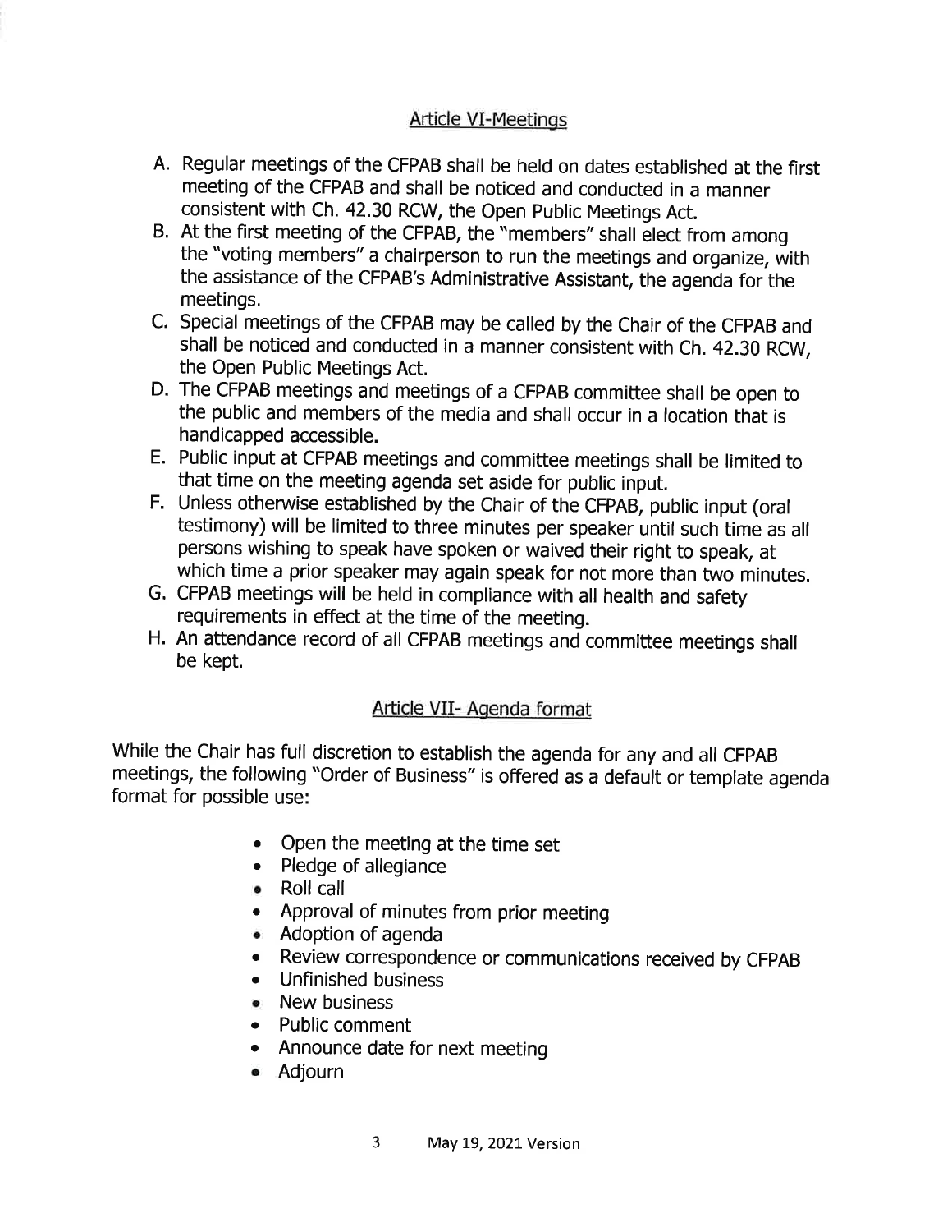## Article VI-Meetings

A. Regular meetings of the CFPAB shall be held on dates established at the first meeting of the CFPAB and shall be noticed and conducted in a manner consistent with Ch. 42.30 RCW, the Open Public Meetings Act.

B. At the first meeting of the CFPAB, the "members" shall elect from among the "voting members" a chairperson to run the meetings and organize, with the assistance of the CFPAB's Administrative Assistant, the agenda for the meetings.

C. Special meetings of the CFPAB may be called by the Chair of the CFPAB and shall be noticed and conducted in a manner consistent with Ch. 42.30 RCW, the Open Public Meetings Act.

D. The CFPAB meetings and meetings of a CFPAB committee shall be open to the public and members of the media and shall occur in a location that is handicapped accessible.

E. Public input at CFPAB meetings and committee meetings shall be limited to that time on the meeting agenda set aside for public input.

F. Unless otherwise established by the Chair of the CFPAB, public input (oral testimony) will be limited to three minutes per speaker until such time as all persons wishing to speak have spoken or waived their right to speak, at which time a prior speaker may again speak for not more than two minutes.

G. CFPAB meetings will be held in compliance with all health and safety requirements in effect at the time of the meeting.

H. An attendance record of all CFPAB meetings and committee meetings shall be kept.

## Article VII- Agenda format

While the Chair has full discretion to establish the agenda for any and all CFPAB meetings, the following "Order of Business" is offered as a default or template agenda format for possible use:

- Open the meeting at the time set
- Pledge of allegiance
- Roll call
- Approval of minutes from prior meeting
- Adoption of agenda
- Review correspondence or communications received by CFPAB
- Unfinished business
- New business
- Public comment
- Announce date for next meeting
- Adjourn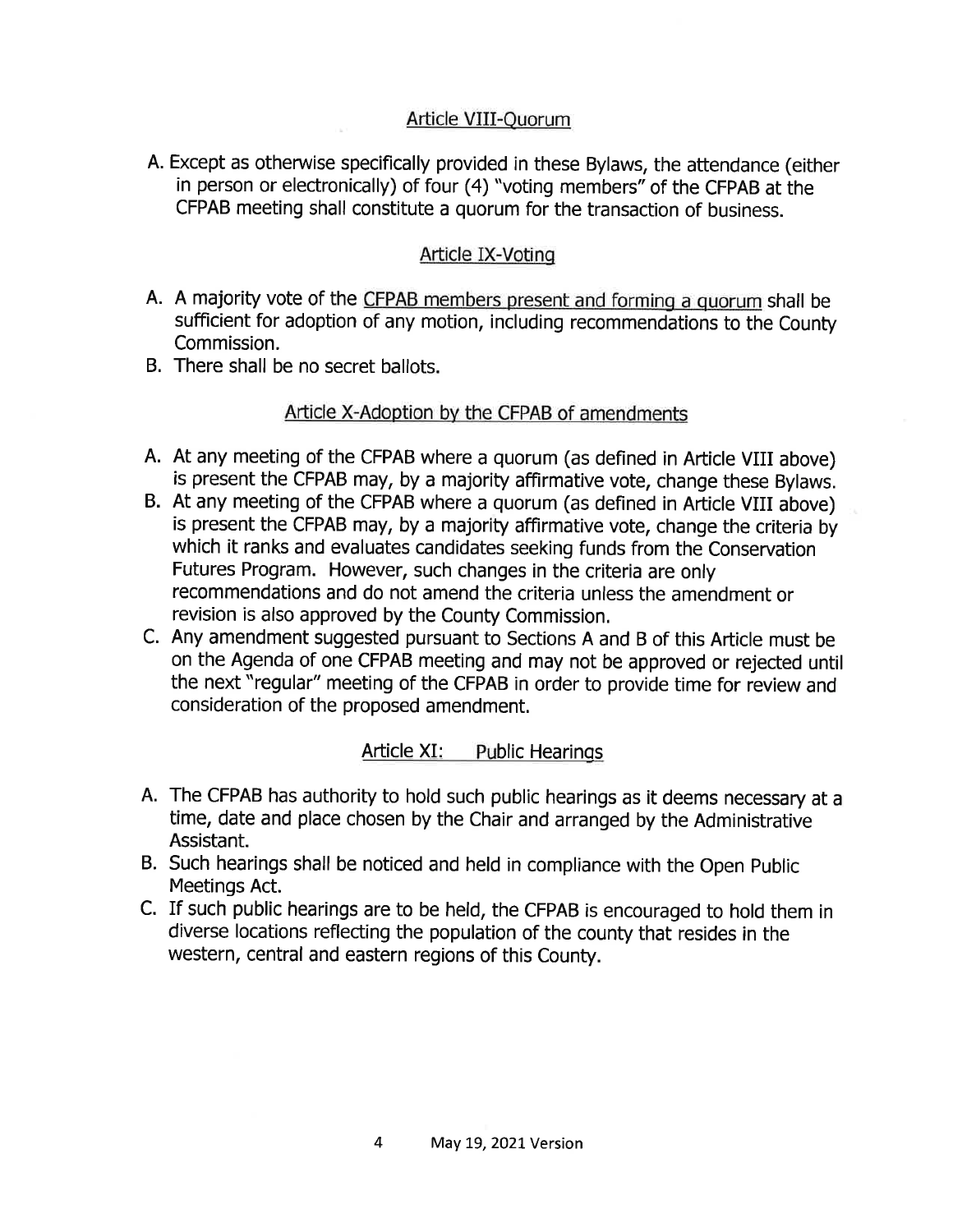## Article VIII-Quorum

A. Except as otherwise specifically provided in these Bylaws, the attendance (either in person or electronically) of four (4) "voting members" of the CFPAB at the CFPAB meeting shall constitute a quorum for the transaction of business.

## Article IX-Voting

A. A majority vote of the <u>CFPAB members present and forming a quorum</u> shall be sufficient for adoption of any motion, including recommendations to the County Commission.
B. There shall be no secret ballots.

## Article X-Adoption by the CFPAB of amendments

A. At any meeting of the CFPAB where a quorum (as defined in Article VIII above) is present the CFPAB may, by a majority affirmative vote, change these Bylaws.
B. At any meeting of the CFPAB where a quorum (as defined in Article VIII above) is present the CFPAB may, by a majority affirmative vote, change the criteria by which it ranks and evaluates candidates seeking funds from the Conservation Futures Program. However, such changes in the criteria are only recommendations and do not amend the criteria unless the amendment or revision is also approved by the County Commission.
C. Any amendment suggested pursuant to Sections A and B of this Article must be on the Agenda of one CFPAB meeting and may not be approved or rejected until the next "regular" meeting of the CFPAB in order to provide time for review and consideration of the proposed amendment.

## Article XI: Public Hearings

A. The CFPAB has authority to hold such public hearings as it deems necessary at a time, date and place chosen by the Chair and arranged by the Administrative Assistant.
B. Such hearings shall be noticed and held in compliance with the Open Public Meetings Act.
C. If such public hearings are to be held, the CFPAB is encouraged to hold them in diverse locations reflecting the population of the county that resides in the western, central and eastern regions of this County.

May 19, 2021 Version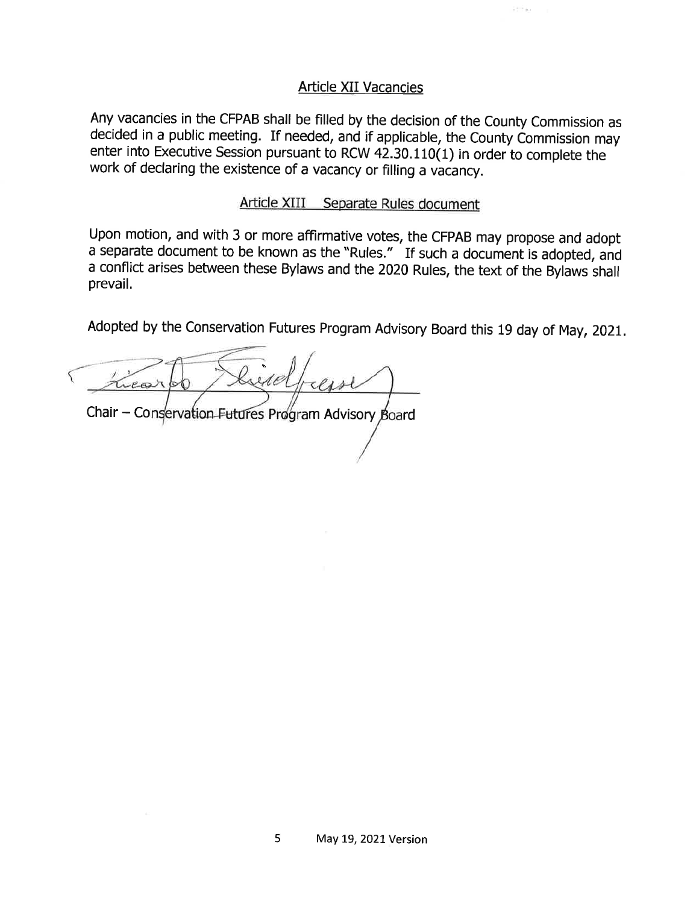## Article XII Vacancies

Any vacancies in the CFPAB shall be filled by the decision of the County Commission as decided in a public meeting. If needed, and if applicable, the County Commission may enter into Executive Session pursuant to RCW 42.30.110(1) in order to complete the work of declaring the existence of a vacancy or filling a vacancy.

## Article XIII Separate Rules document

Upon motion, and with 3 or more affirmative votes, the CFPAB may propose and adopt a separate document to be known as the "Rules." If such a document is adopted, and a conflict arises between these Bylaws and the 2020 Rules, the text of the Bylaws shall prevail.

Adopted by the Conservation Futures Program Advisory Board this 19 day of May, 2021.

Chair – Conservation Futures Program Advisory Board

May 19, 2021 Version